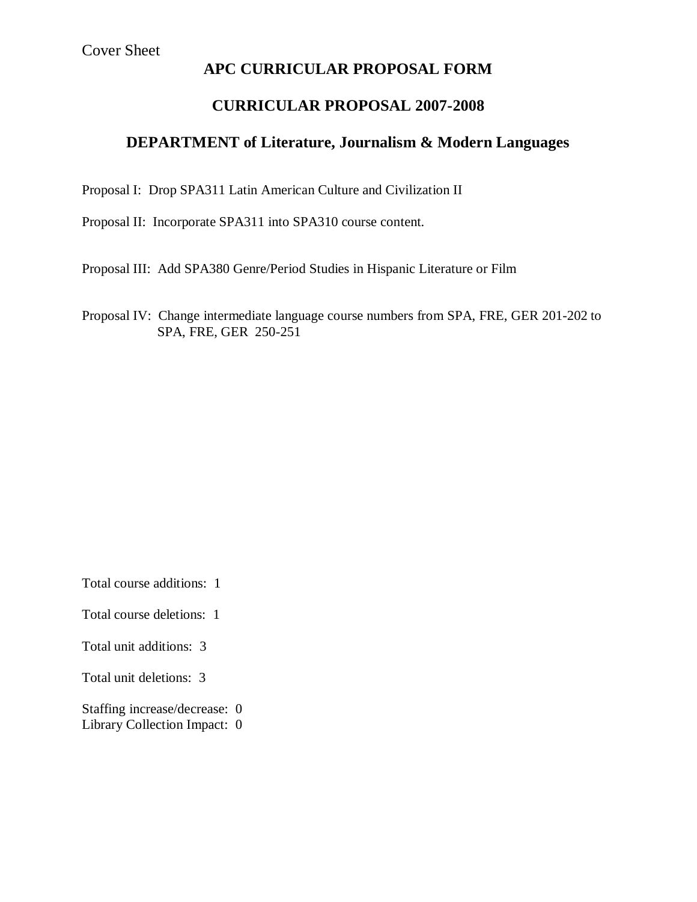Cover Sheet

# APC CURRICULAR PROPOSAL FORM

## CURRICULAR PROPOSAL 2007-2008

## DEPARTMENT of Literature, Journalism & Modern Languages

Proposal I: Drop SPA311 Latin American Culture and Civilization II

Proposal II: Incorporate SPA311 into SPA310 course content.

Proposal III: Add SPA380 Genre/Period Studies in Hispanic Literature or Film

Proposal IV: Change intermediate language course numbers from SPA, FRE, GER 201-202 to SPA, FRE, GER 250-251

Total course additions: 1

Total course deletions: 1

Total unit additions: 3

Total unit deletions: 3

Staffing increase/decrease: 0
Library Collection Impact: 0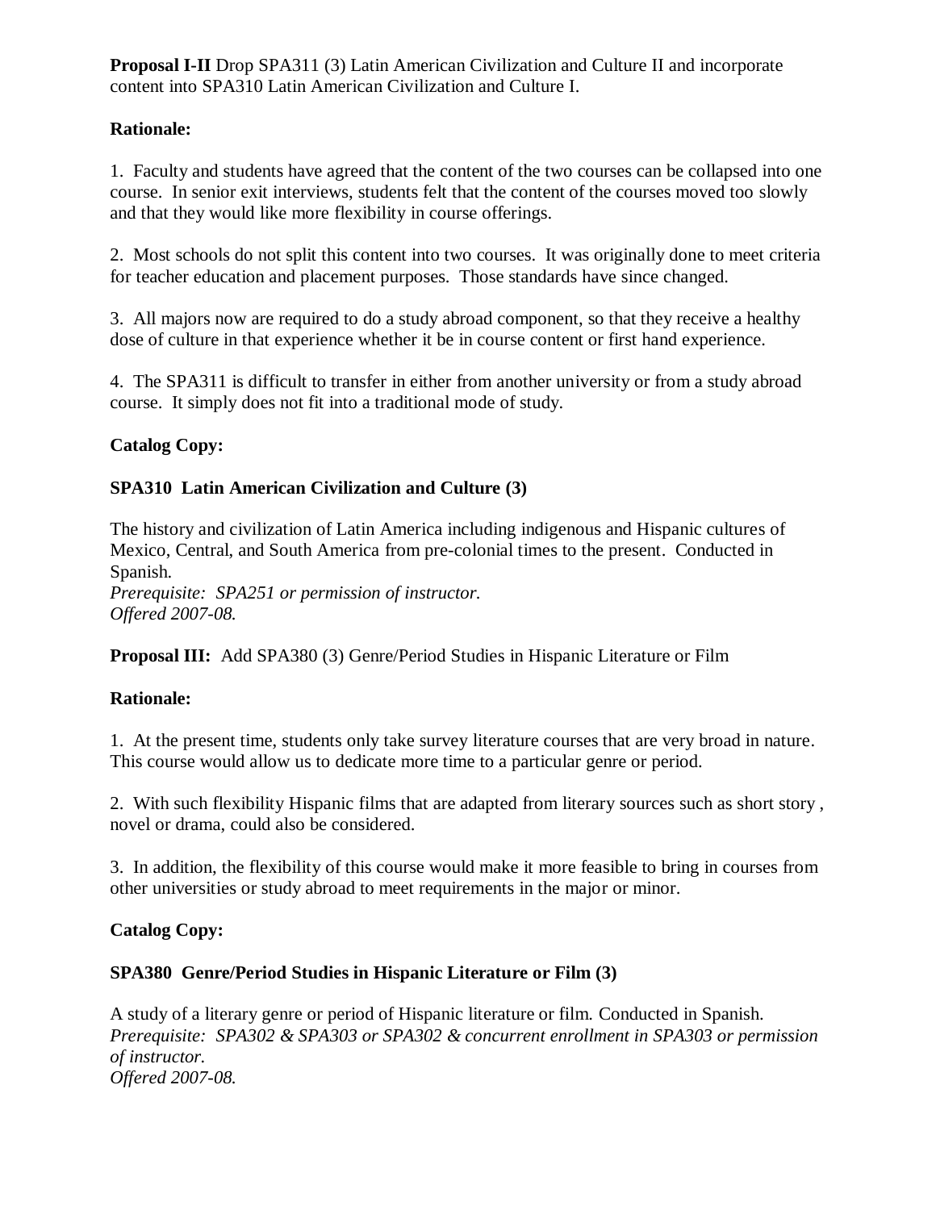**Proposal I-II** Drop SPA311 (3) Latin American Civilization and Culture II and incorporate content into SPA310 Latin American Civilization and Culture I.

**Rationale:**

1. Faculty and students have agreed that the content of the two courses can be collapsed into one course. In senior exit interviews, students felt that the content of the courses moved too slowly and that they would like more flexibility in course offerings.

2. Most schools do not split this content into two courses. It was originally done to meet criteria for teacher education and placement purposes. Those standards have since changed.

3. All majors now are required to do a study abroad component, so that they receive a healthy dose of culture in that experience whether it be in course content or first hand experience.

4. The SPA311 is difficult to transfer in either from another university or from a study abroad course. It simply does not fit into a traditional mode of study.

**Catalog Copy:**

**SPA310 Latin American Civilization and Culture (3)**

The history and civilization of Latin America including indigenous and Hispanic cultures of Mexico, Central, and South America from pre-colonial times to the present. Conducted in Spanish.
*Prerequisite: SPA251 or permission of instructor.*
*Offered 2007-08.*

**Proposal III:** Add SPA380 (3) Genre/Period Studies in Hispanic Literature or Film

**Rationale:**

1. At the present time, students only take survey literature courses that are very broad in nature. This course would allow us to dedicate more time to a particular genre or period.

2. With such flexibility Hispanic films that are adapted from literary sources such as short story , novel or drama, could also be considered.

3. In addition, the flexibility of this course would make it more feasible to bring in courses from other universities or study abroad to meet requirements in the major or minor.

**Catalog Copy:**

**SPA380 Genre/Period Studies in Hispanic Literature or Film (3)**

A study of a literary genre or period of Hispanic literature or film. Conducted in Spanish.
*Prerequisite: SPA302 & SPA303 or SPA302 & concurrent enrollment in SPA303 or permission of instructor.*
*Offered 2007-08.*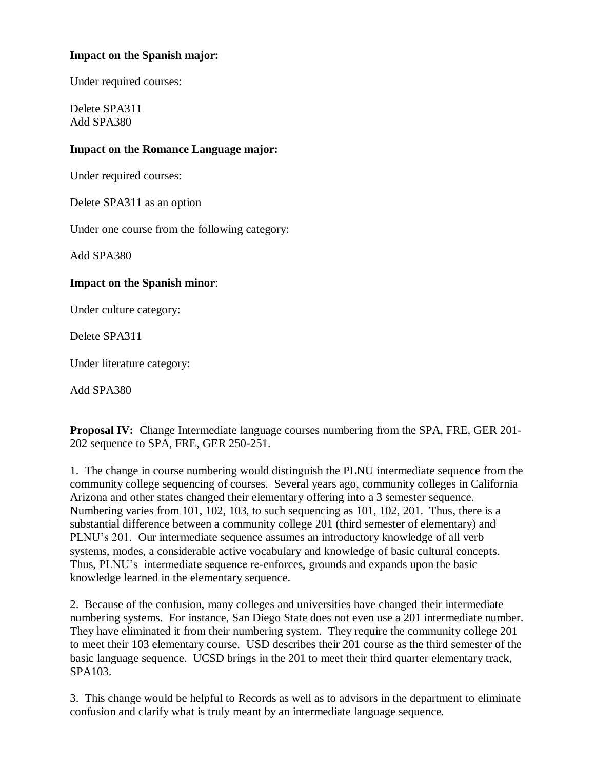**Impact on the Spanish major:**

Under required courses:

Delete SPA311
Add SPA380

**Impact on the Romance Language major:**

Under required courses:

Delete SPA311 as an option

Under one course from the following category:

Add SPA380

**Impact on the Spanish minor**:

Under culture category:

Delete SPA311

Under literature category:

Add SPA380

**Proposal IV:** Change Intermediate language courses numbering from the SPA, FRE, GER 201-202 sequence to SPA, FRE, GER 250-251.

1. The change in course numbering would distinguish the PLNU intermediate sequence from the community college sequencing of courses. Several years ago, community colleges in California Arizona and other states changed their elementary offering into a 3 semester sequence. Numbering varies from 101, 102, 103, to such sequencing as 101, 102, 201. Thus, there is a substantial difference between a community college 201 (third semester of elementary) and PLNU's 201. Our intermediate sequence assumes an introductory knowledge of all verb systems, modes, a considerable active vocabulary and knowledge of basic cultural concepts. Thus, PLNU's intermediate sequence re-enforces, grounds and expands upon the basic knowledge learned in the elementary sequence.

2. Because of the confusion, many colleges and universities have changed their intermediate numbering systems. For instance, San Diego State does not even use a 201 intermediate number. They have eliminated it from their numbering system. They require the community college 201 to meet their 103 elementary course. USD describes their 201 course as the third semester of the basic language sequence. UCSD brings in the 201 to meet their third quarter elementary track, SPA103.

3. This change would be helpful to Records as well as to advisors in the department to eliminate confusion and clarify what is truly meant by an intermediate language sequence.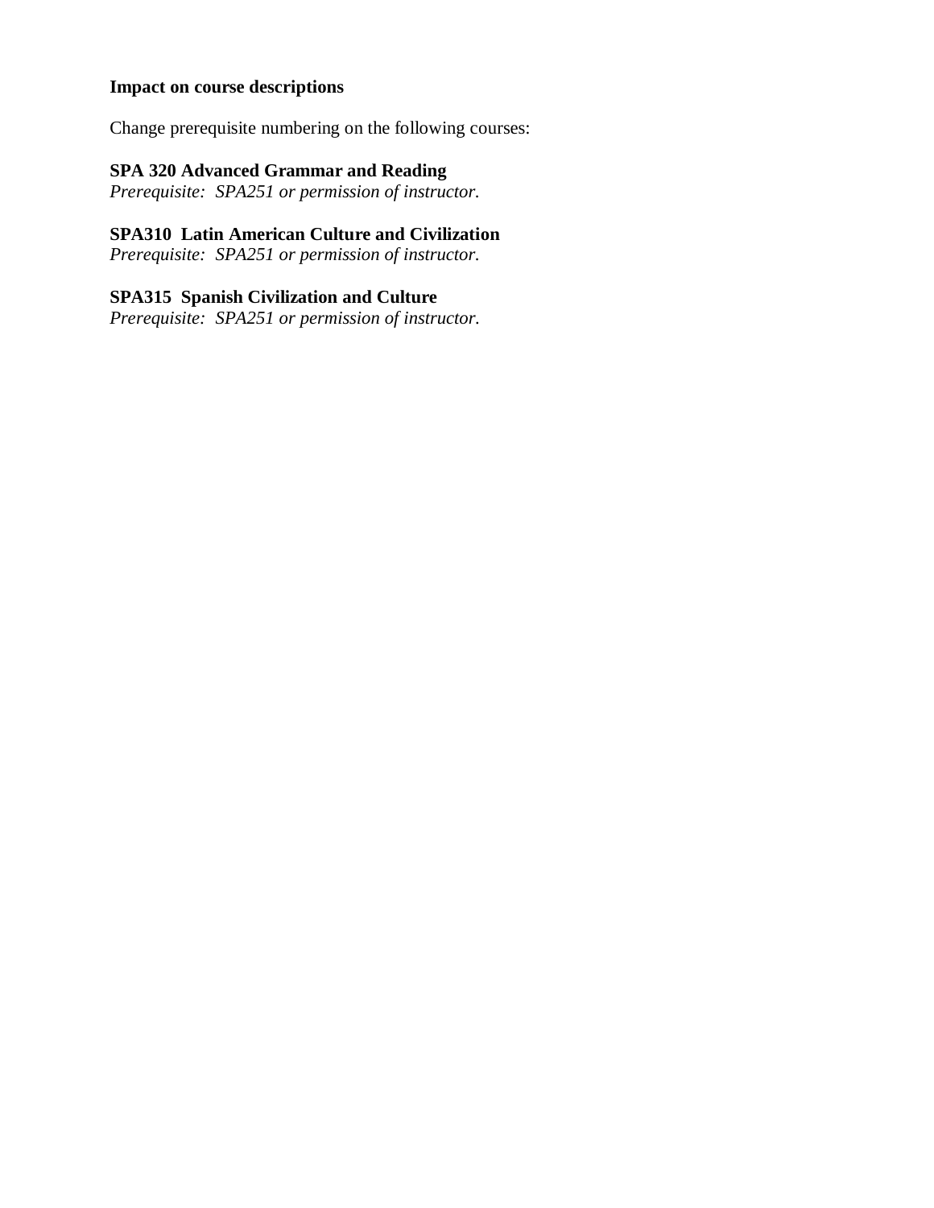**Impact on course descriptions**

Change prerequisite numbering on the following courses:

**SPA 320 Advanced Grammar and Reading**
*Prerequisite: SPA251 or permission of instructor.*

**SPA310 Latin American Culture and Civilization**
*Prerequisite: SPA251 or permission of instructor.*

**SPA315 Spanish Civilization and Culture**
*Prerequisite: SPA251 or permission of instructor.*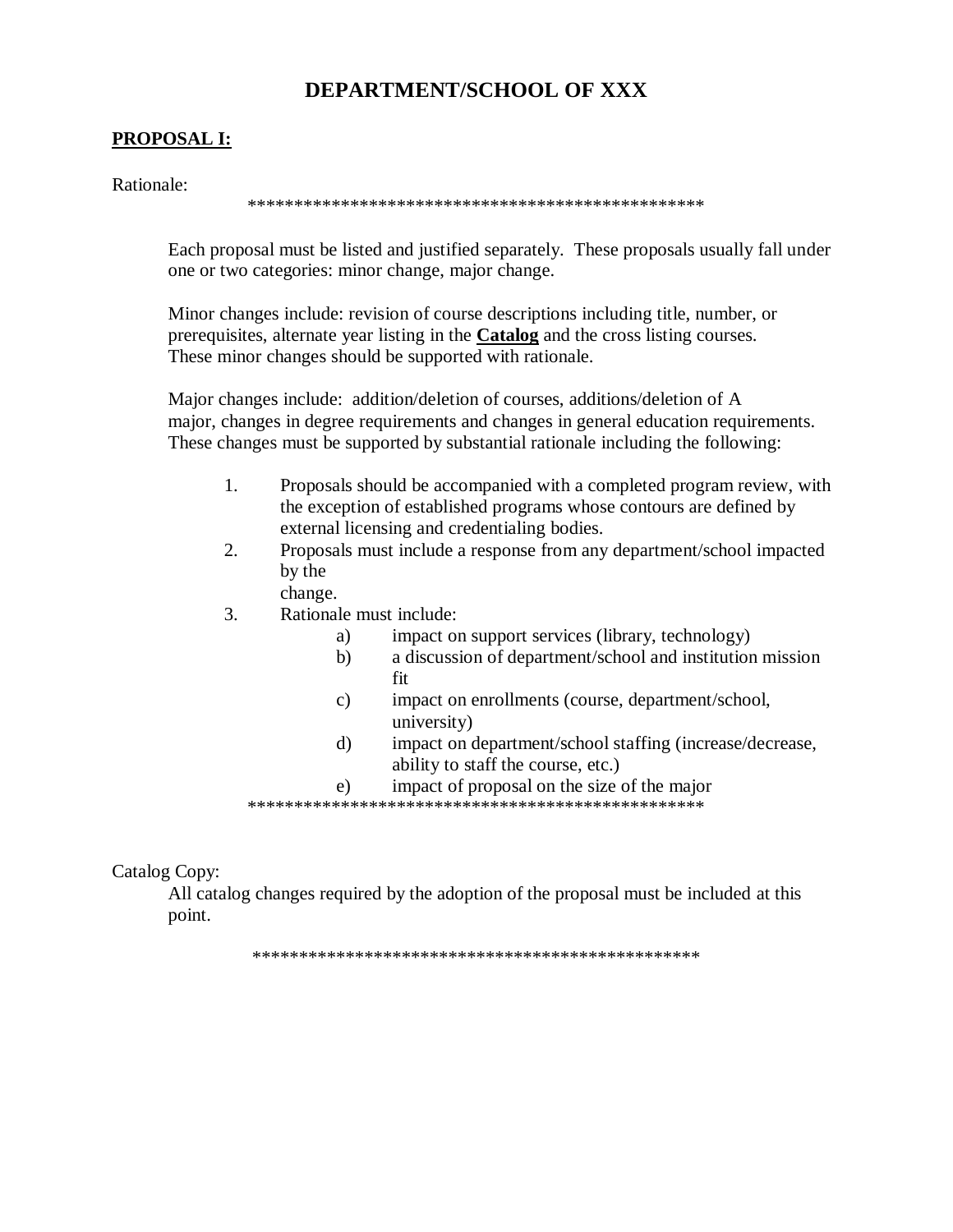# DEPARTMENT/SCHOOL OF XXX

**PROPOSAL I:**

Rationale:

**************************************************

Each proposal must be listed and justified separately. These proposals usually fall under one or two categories: minor change, major change.

Minor changes include: revision of course descriptions including title, number, or prerequisites, alternate year listing in the **Catalog** and the cross listing courses. These minor changes should be supported with rationale.

Major changes include: addition/deletion of courses, additions/deletion of A major, changes in degree requirements and changes in general education requirements. These changes must be supported by substantial rationale including the following:

1. Proposals should be accompanied with a completed program review, with the exception of established programs whose contours are defined by external licensing and credentialing bodies.
2. Proposals must include a response from any department/school impacted by the change.
3. Rationale must include:
   - a) impact on support services (library, technology)
   - b) a discussion of department/school and institution mission fit
   - c) impact on enrollments (course, department/school, university)
   - d) impact on department/school staffing (increase/decrease, ability to staff the course, etc.)
   - e) impact of proposal on the size of the major

**************************************************

Catalog Copy:

All catalog changes required by the adoption of the proposal must be included at this point.

**************************************************